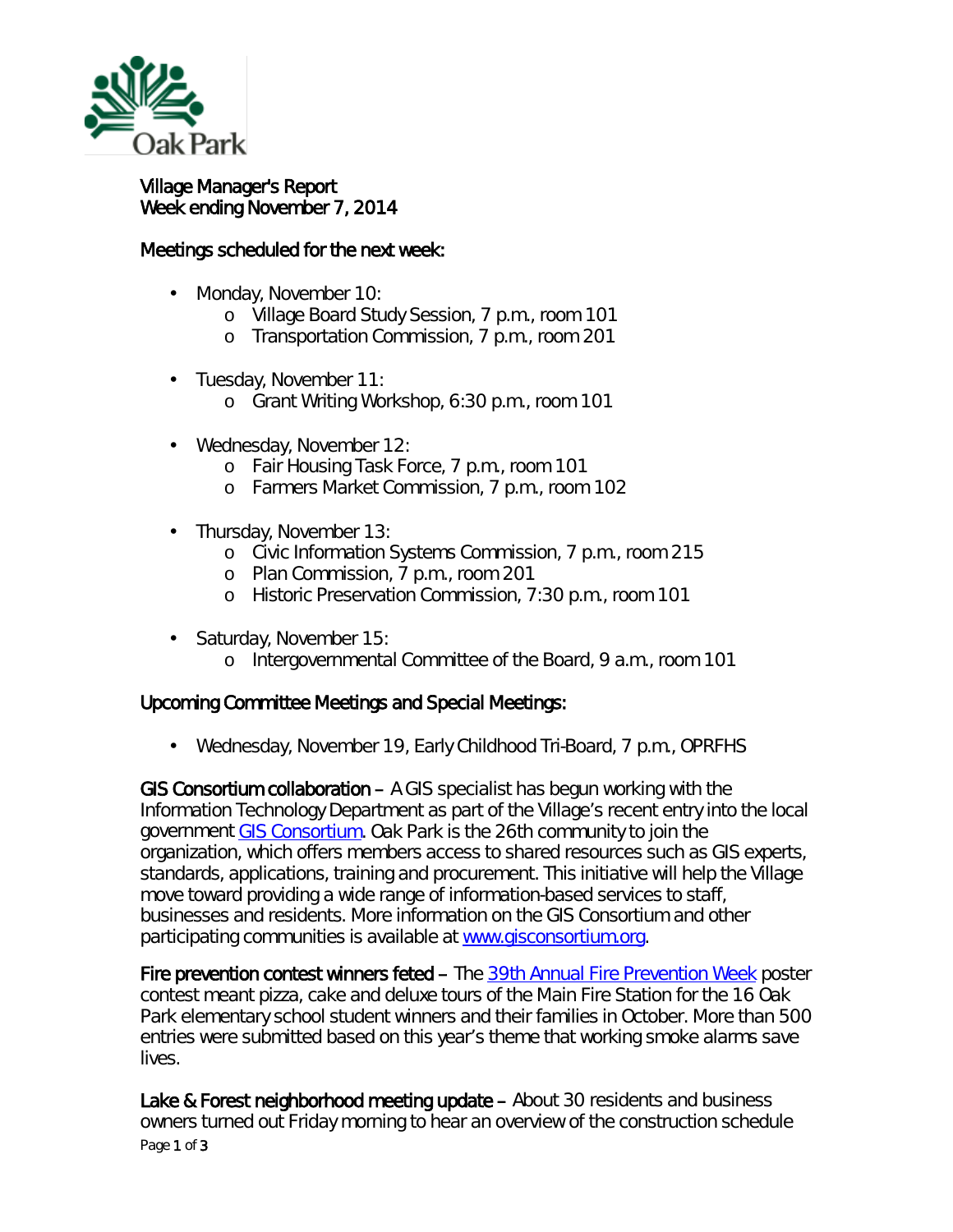# Village Manager's Report
## Week ending November 7, 2014

### Meetings scheduled for the next week:

- Monday, November 10:
  - Village Board Study Session, 7 p.m., room 101
  - Transportation Commission, 7 p.m., room 201
- Tuesday, November 11:
  - Grant Writing Workshop, 6:30 p.m., room 101
- Wednesday, November 12:
  - Fair Housing Task Force, 7 p.m., room 101
  - Farmers Market Commission, 7 p.m., room 102
- Thursday, November 13:
  - Civic Information Systems Commission, 7 p.m., room 215
  - Plan Commission, 7 p.m., room 201
  - Historic Preservation Commission, 7:30 p.m., room 101
- Saturday, November 15:
  - Intergovernmental Committee of the Board, 9 a.m., room 101

### Upcoming Committee Meetings and Special Meetings:

- Wednesday, November 19, Early Childhood Tri-Board, 7 p.m., OPRFHS

**GIS Consortium collaboration** – A GIS specialist has begun working with the Information Technology Department as part of the Village's recent entry into the local government GIS Consortium. Oak Park is the 26th community to join the organization, which offers members access to shared resources such as GIS experts, standards, applications, training and procurement. This initiative will help the Village move toward providing a wide range of information-based services to staff, businesses and residents. More information on the GIS Consortium and other participating communities is available at www.gisconsortium.org.

**Fire prevention contest winners feted** – The 39th Annual Fire Prevention Week poster contest meant pizza, cake and deluxe tours of the Main Fire Station for the 16 Oak Park elementary school student winners and their families in October. More than 500 entries were submitted based on this year's theme that working smoke alarms save lives.

**Lake & Forest neighborhood meeting update** – About 30 residents and business owners turned out Friday morning to hear an overview of the construction schedule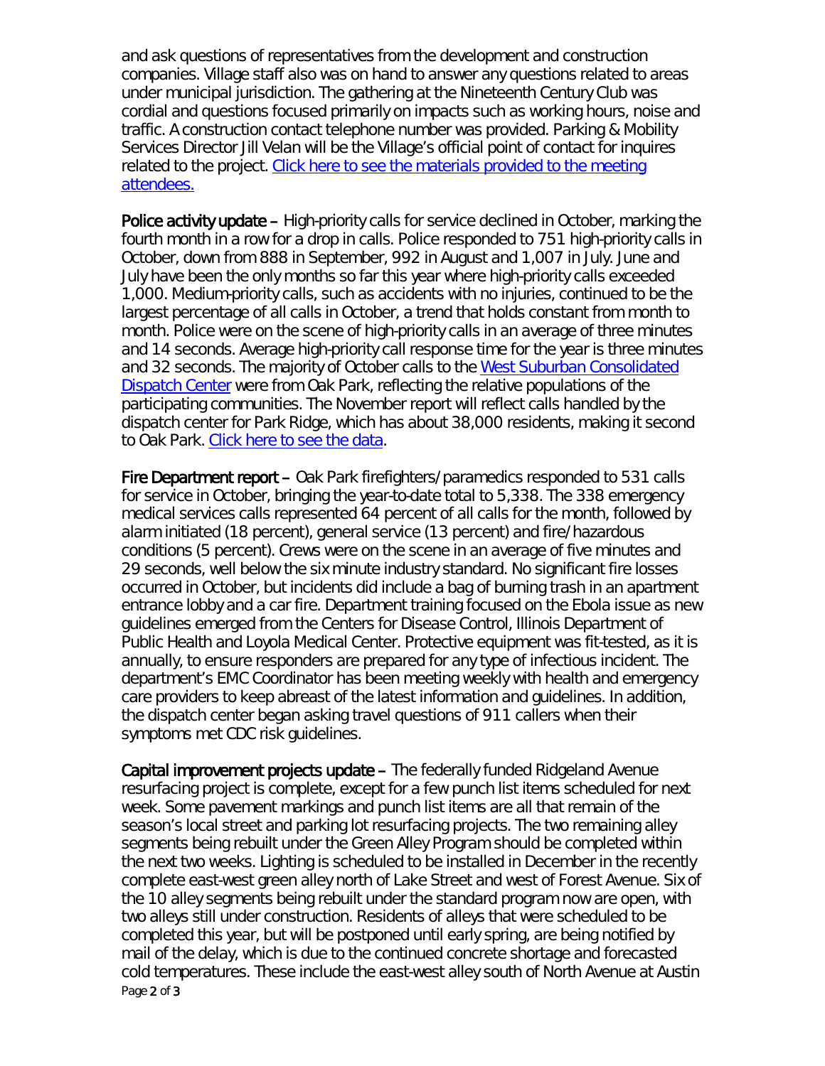and ask questions of representatives from the development and construction companies. Village staff also was on hand to answer any questions related to areas under municipal jurisdiction. The gathering at the Nineteenth Century Club was cordial and questions focused primarily on impacts such as working hours, noise and traffic. A construction contact telephone number was provided. Parking & Mobility Services Director Jill Velan will be the Village's official point of contact for inquires related to the project. [Click here to see the materials provided to the meeting attendees.]()

**Police activity update** – High-priority calls for service declined in October, marking the fourth month in a row for a drop in calls. Police responded to 751 high-priority calls in October, down from 888 in September, 992 in August and 1,007 in July. June and July have been the only months so far this year where high-priority calls exceeded 1,000. Medium-priority calls, such as accidents with no injuries, continued to be the largest percentage of all calls in October, a trend that holds constant from month to month. Police were on the scene of high-priority calls in an average of three minutes and 14 seconds. Average high-priority call response time for the year is three minutes and 32 seconds. The majority of October calls to the [West Suburban Consolidated Dispatch Center]() were from Oak Park, reflecting the relative populations of the participating communities. The November report will reflect calls handled by the dispatch center for Park Ridge, which has about 38,000 residents, making it second to Oak Park. [Click here to see the data]().

**Fire Department report** – Oak Park firefighters/paramedics responded to 531 calls for service in October, bringing the year-to-date total to 5,338. The 338 emergency medical services calls represented 64 percent of all calls for the month, followed by alarm initiated (18 percent), general service (13 percent) and fire/hazardous conditions (5 percent). Crews were on the scene in an average of five minutes and 29 seconds, well below the six minute industry standard. No significant fire losses occurred in October, but incidents did include a bag of burning trash in an apartment entrance lobby and a car fire. Department training focused on the Ebola issue as new guidelines emerged from the Centers for Disease Control, Illinois Department of Public Health and Loyola Medical Center. Protective equipment was fit-tested, as it is annually, to ensure responders are prepared for any type of infectious incident. The department's EMC Coordinator has been meeting weekly with health and emergency care providers to keep abreast of the latest information and guidelines. In addition, the dispatch center began asking travel questions of 911 callers when their symptoms met CDC risk guidelines.

**Capital improvement projects update** – The federally funded Ridgeland Avenue resurfacing project is complete, except for a few punch list items scheduled for next week. Some pavement markings and punch list items are all that remain of the season's local street and parking lot resurfacing projects. The two remaining alley segments being rebuilt under the Green Alley Program should be completed within the next two weeks. Lighting is scheduled to be installed in December in the recently complete east-west green alley north of Lake Street and west of Forest Avenue. Six of the 10 alley segments being rebuilt under the standard program now are open, with two alleys still under construction. Residents of alleys that were scheduled to be completed this year, but will be postponed until early spring, are being notified by mail of the delay, which is due to the continued concrete shortage and forecasted cold temperatures. These include the east-west alley south of North Avenue at Austin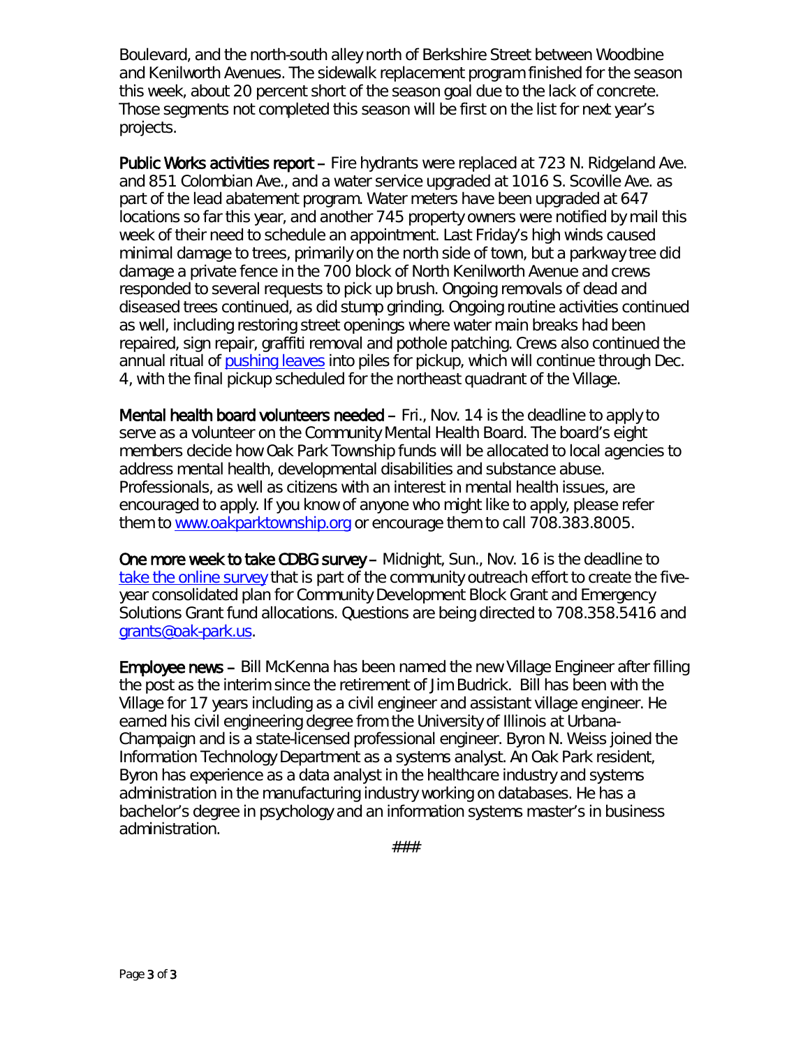Boulevard, and the north-south alley north of Berkshire Street between Woodbine and Kenilworth Avenues. The sidewalk replacement program finished for the season this week, about 20 percent short of the season goal due to the lack of concrete. Those segments not completed this season will be first on the list for next year's projects.

**Public Works activities report** – Fire hydrants were replaced at 723 N. Ridgeland Ave. and 851 Colombian Ave., and a water service upgraded at 1016 S. Scoville Ave. as part of the lead abatement program. Water meters have been upgraded at 647 locations so far this year, and another 745 property owners were notified by mail this week of their need to schedule an appointment. Last Friday's high winds caused minimal damage to trees, primarily on the north side of town, but a parkway tree did damage a private fence in the 700 block of North Kenilworth Avenue and crews responded to several requests to pick up brush. Ongoing removals of dead and diseased trees continued, as did stump grinding. Ongoing routine activities continued as well, including restoring street openings where water main breaks had been repaired, sign repair, graffiti removal and pothole patching. Crews also continued the annual ritual of pushing leaves into piles for pickup, which will continue through Dec. 4, with the final pickup scheduled for the northeast quadrant of the Village.

**Mental health board volunteers needed** – Fri., Nov. 14 is the deadline to apply to serve as a volunteer on the Community Mental Health Board. The board's eight members decide how Oak Park Township funds will be allocated to local agencies to address mental health, developmental disabilities and substance abuse. Professionals, as well as citizens with an interest in mental health issues, are encouraged to apply. If you know of anyone who might like to apply, please refer them to www.oakparktownship.org or encourage them to call 708.383.8005.

**One more week to take CDBG survey** – Midnight, Sun., Nov. 16 is the deadline to take the online survey that is part of the community outreach effort to create the five-year consolidated plan for Community Development Block Grant and Emergency Solutions Grant fund allocations. Questions are being directed to 708.358.5416 and grants@oak-park.us.

**Employee news** – Bill McKenna has been named the new Village Engineer after filling the post as the interim since the retirement of Jim Budrick. Bill has been with the Village for 17 years including as a civil engineer and assistant village engineer. He earned his civil engineering degree from the University of Illinois at Urbana-Champaign and is a state-licensed professional engineer. Byron N. Weiss joined the Information Technology Department as a systems analyst. An Oak Park resident, Byron has experience as a data analyst in the healthcare industry and systems administration in the manufacturing industry working on databases. He has a bachelor's degree in psychology and an information systems master's in business administration.

###